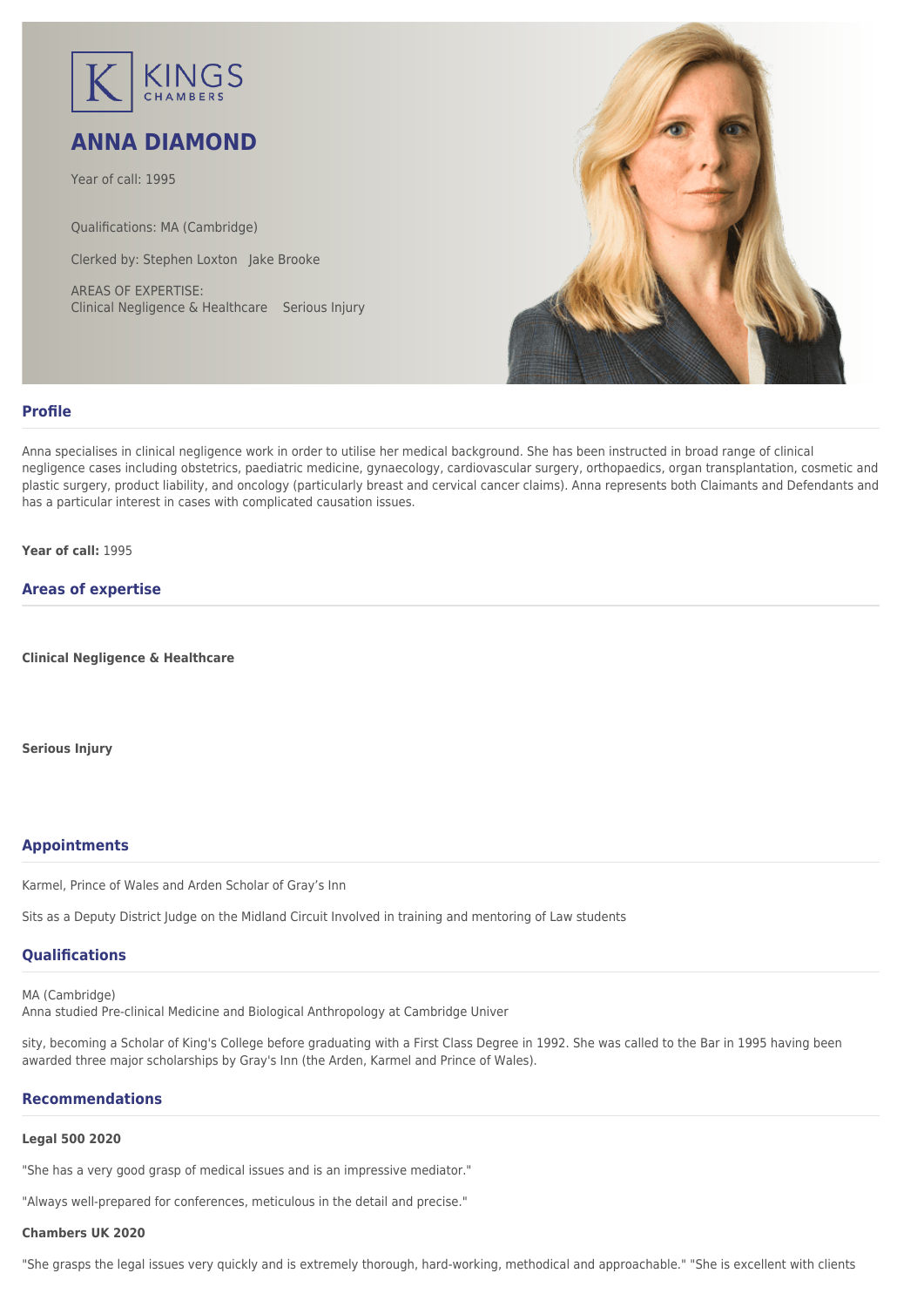KINGS CHAMBERS

# ANNA DIAMOND

Year of call: 1995

Qualifications: MA (Cambridge)

Clerked by: Stephen Loxton Jake Brooke

AREAS OF EXPERTISE:
Clinical Negligence & Healthcare Serious Injury

## Profile

Anna specialises in clinical negligence work in order to utilise her medical background. She has been instructed in broad range of clinical negligence cases including obstetrics, paediatric medicine, gynaecology, cardiovascular surgery, orthopaedics, organ transplantation, cosmetic and plastic surgery, product liability, and oncology (particularly breast and cervical cancer claims). Anna represents both Claimants and Defendants and has a particular interest in cases with complicated causation issues.

**Year of call:** 1995

## Areas of expertise

**Clinical Negligence & Healthcare**

**Serious Injury**

## Appointments

Karmel, Prince of Wales and Arden Scholar of Gray's Inn

Sits as a Deputy District Judge on the Midland Circuit Involved in training and mentoring of Law students

## Qualifications

MA (Cambridge)
Anna studied Pre-clinical Medicine and Biological Anthropology at Cambridge Univer

sity, becoming a Scholar of King's College before graduating with a First Class Degree in 1992. She was called to the Bar in 1995 having been awarded three major scholarships by Gray's Inn (the Arden, Karmel and Prince of Wales).

## Recommendations

**Legal 500 2020**

"She has a very good grasp of medical issues and is an impressive mediator."

"Always well-prepared for conferences, meticulous in the detail and precise."

**Chambers UK 2020**

"She grasps the legal issues very quickly and is extremely thorough, hard-working, methodical and approachable." "She is excellent with clients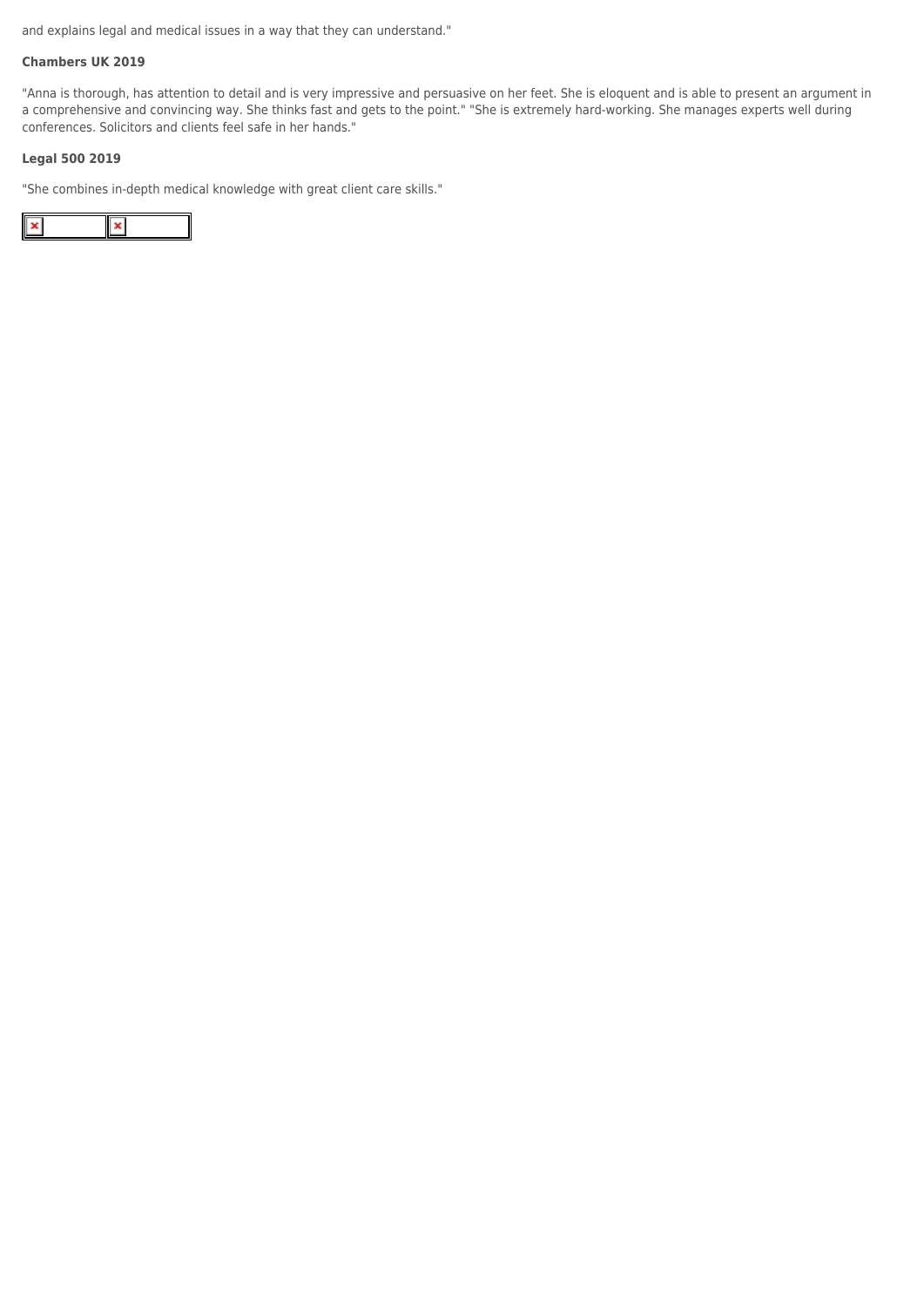and explains legal and medical issues in a way that they can understand."

**Chambers UK 2019**

"Anna is thorough, has attention to detail and is very impressive and persuasive on her feet. She is eloquent and is able to present an argument in a comprehensive and convincing way. She thinks fast and gets to the point." "She is extremely hard-working. She manages experts well during conferences. Solicitors and clients feel safe in her hands."

**Legal 500 2019**

"She combines in-depth medical knowledge with great client care skills."